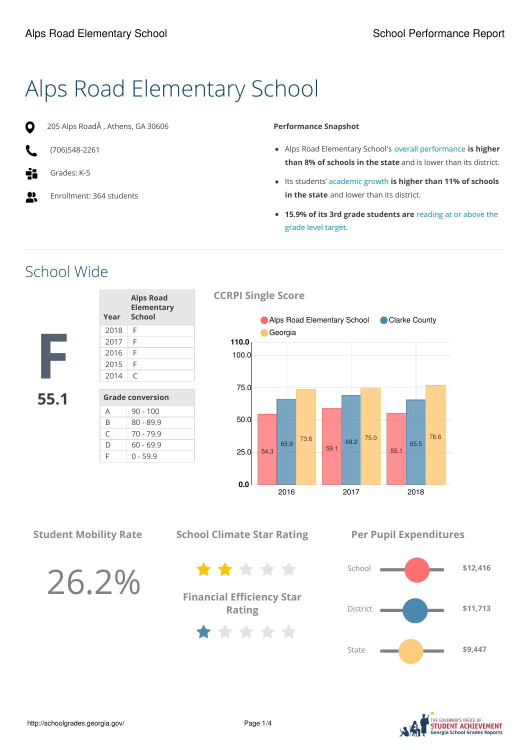# Alps Road Elementary School

205 Alps RoadÂ , Athens, GA 30606

(706)548-2261

Grades: K-5

Enrollment: 364 students

**Performance Snapshot**

- Alps Road Elementary School's overall performance **is higher than 8% of schools in the state** and is lower than its district.
- Its students' academic growth **is higher than 11% of schools in the state** and lower than its district.
- **15.9% of its 3rd grade students are** reading at or above the grade level target.

## School Wide

**F**

**55.1**

| Year | Alps Road Elementary School |
|---|---|
| 2018 | F |
| 2017 | F |
| 2016 | F |
| 2015 | F |
| 2014 | C |

| Grade conversion | |
|---|---|
| A | 90 - 100 |
| B | 80 - 89.9 |
| C | 70 - 79.9 |
| D | 60 - 69.9 |
| F | 0 - 59.9 |

### CCRPI Single Score

| Year | Alps Road Elementary School | Clarke County | Georgia |
|---|---|---|---|
| 2016 | 54.3 | 65.9 | 73.6 |
| 2017 | 59.1 | 69.2 | 75.0 |
| 2018 | 55.1 | 65.5 | 76.6 |

### Student Mobility Rate

26.2%

### School Climate Star Rating

2 out of 5 stars

### Financial Efficiency Star Rating

1 out of 5 stars

### Per Pupil Expenditures

| | |
|---|---|
| School | $12,416 |
| District | $11,713 |
| State | $9,447 |

http://schoolgrades.georgia.gov/

THE GOVERNOR'S OFFICE OF STUDENT ACHIEVEMENT Georgia School Grades Reports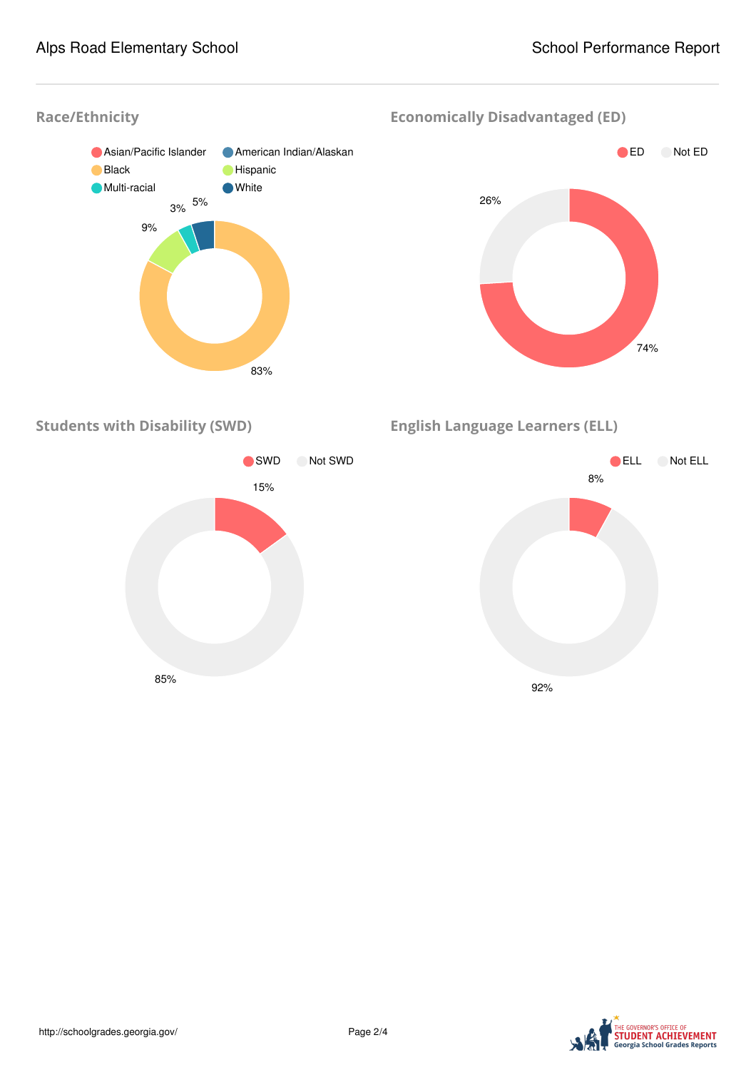## Race/Ethnicity

- Asian/Pacific Islander
- American Indian/Alaskan
- Black
- Hispanic
- Multi-racial
- White

3% 5% 9% 83%

## Economically Disadvantaged (ED)

- ED
- Not ED

26% 74%

## Students with Disability (SWD)

- SWD
- Not SWD

15% 85%

## English Language Learners (ELL)

- ELL
- Not ELL

8% 92%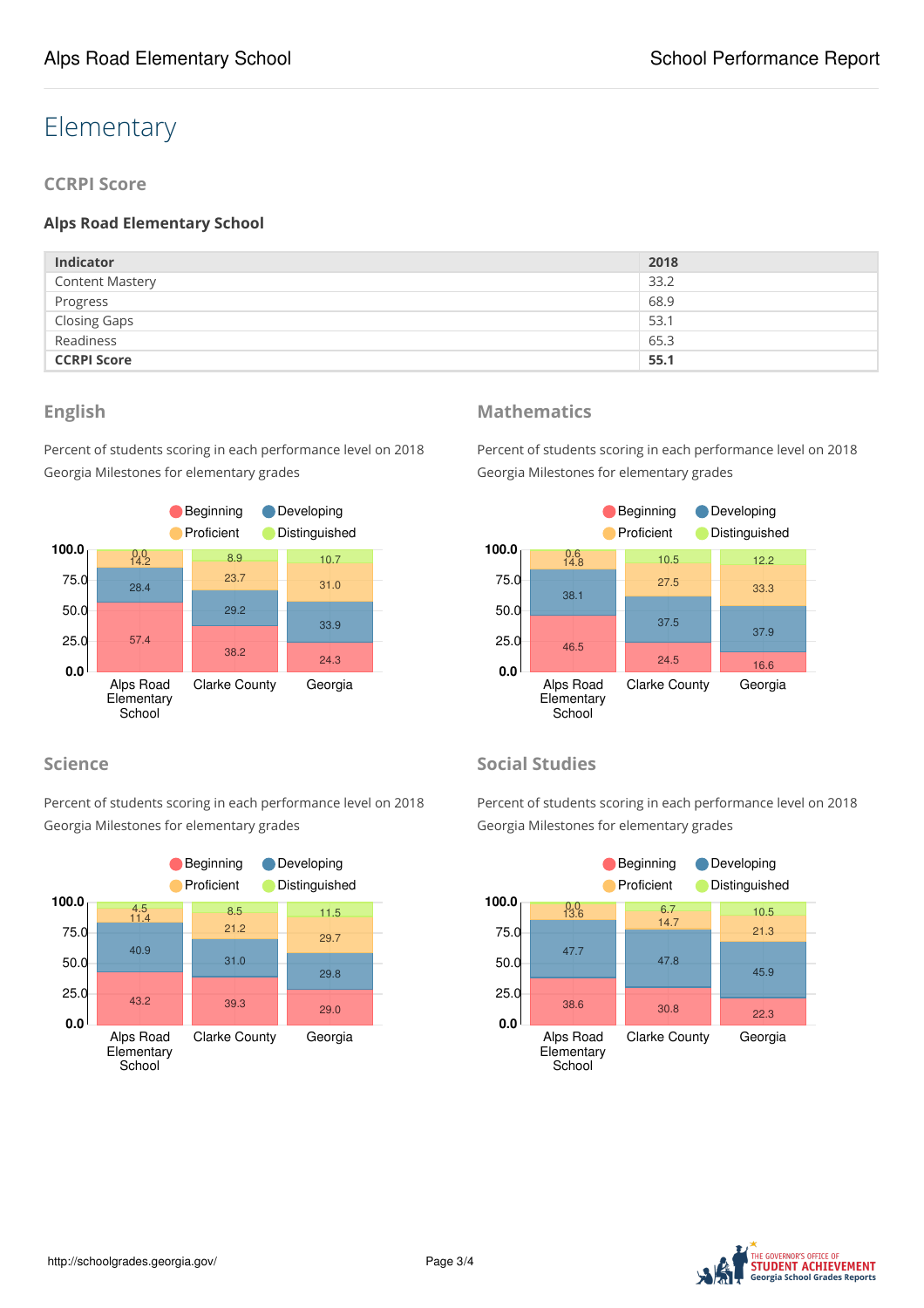# Elementary

## CCRPI Score

### Alps Road Elementary School

| Indicator | 2018 |
|---|---|
| Content Mastery | 33.2 |
| Progress | 68.9 |
| Closing Gaps | 53.1 |
| Readiness | 65.3 |
| **CCRPI Score** | **55.1** |

## English

Percent of students scoring in each performance level on 2018 Georgia Milestones for elementary grades

| | Beginning | Developing | Proficient | Distinguished |
|---|---|---|---|---|
| Alps Road Elementary School | 57.4 | 28.4 | 14.2 | 0.0 |
| Clarke County | 38.2 | 29.2 | 23.7 | 8.9 |
| Georgia | 24.3 | 33.9 | 31.0 | 10.7 |

## Mathematics

Percent of students scoring in each performance level on 2018 Georgia Milestones for elementary grades

| | Beginning | Developing | Proficient | Distinguished |
|---|---|---|---|---|
| Alps Road Elementary School | 46.5 | 38.1 | 14.8 | 0.6 |
| Clarke County | 24.5 | 37.5 | 27.5 | 10.5 |
| Georgia | 16.6 | 37.9 | 33.3 | 12.2 |

## Science

Percent of students scoring in each performance level on 2018 Georgia Milestones for elementary grades

| | Beginning | Developing | Proficient | Distinguished |
|---|---|---|---|---|
| Alps Road Elementary School | 43.2 | 40.9 | 11.4 | 4.5 |
| Clarke County | 39.3 | 31.0 | 21.2 | 8.5 |
| Georgia | 29.0 | 29.8 | 29.7 | 11.5 |

## Social Studies

Percent of students scoring in each performance level on 2018 Georgia Milestones for elementary grades

| | Beginning | Developing | Proficient | Distinguished |
|---|---|---|---|---|
| Alps Road Elementary School | 38.6 | 47.7 | 13.6 | 0.0 |
| Clarke County | 30.8 | 47.8 | 14.7 | 6.7 |
| Georgia | 22.3 | 45.9 | 21.3 | 10.5 |

http://schoolgrades.georgia.gov/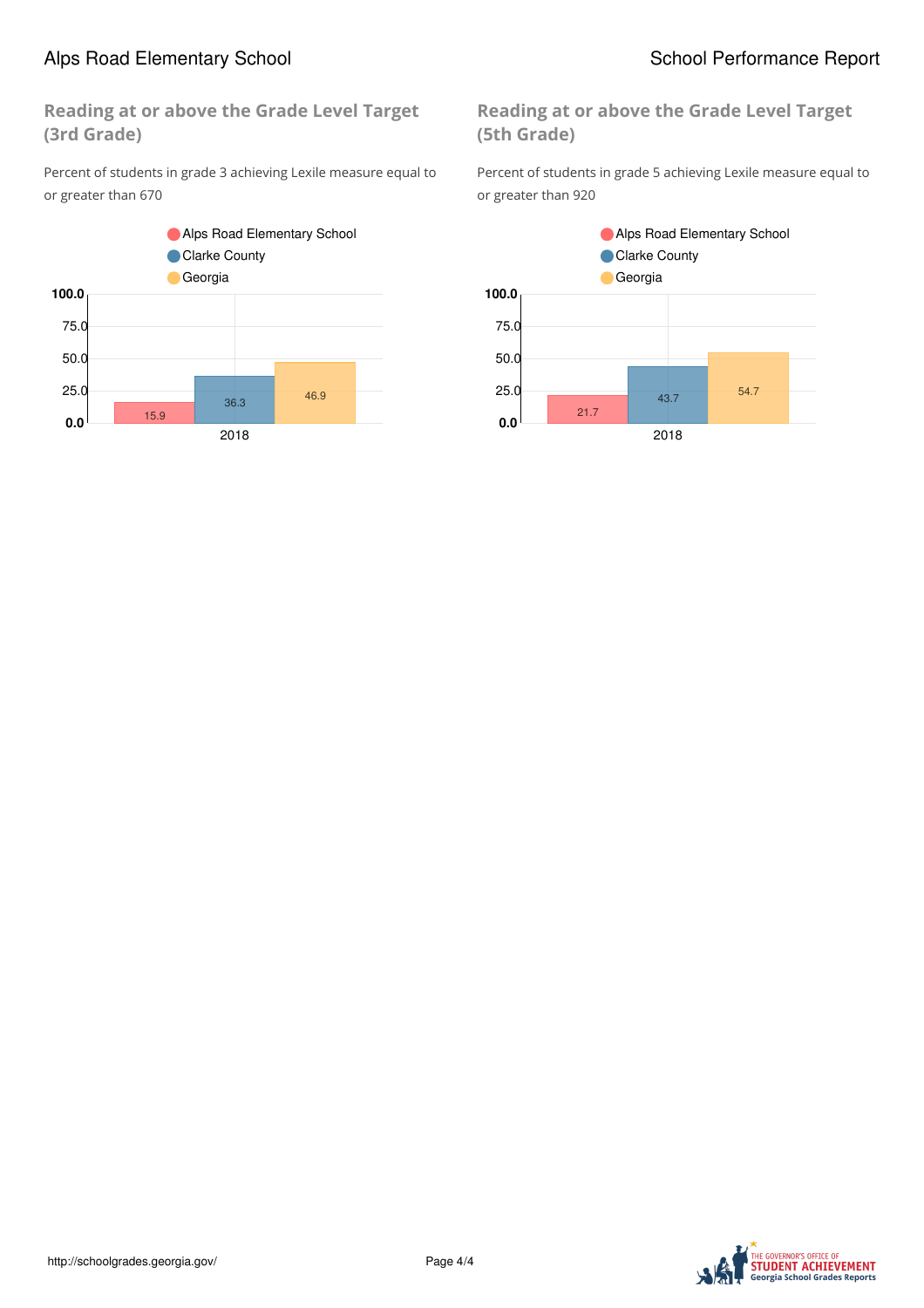## Reading at or above the Grade Level Target (3rd Grade)

Percent of students in grade 3 achieving Lexile measure equal to or greater than 670

Alps Road Elementary School
Clarke County
Georgia

100.0
75.0
50.0
25.0
0.0

15.9
36.3
46.9

2018

## Reading at or above the Grade Level Target (5th Grade)

Percent of students in grade 5 achieving Lexile measure equal to or greater than 920

Alps Road Elementary School
Clarke County
Georgia

100.0
75.0
50.0
25.0
0.0

21.7
43.7
54.7

2018